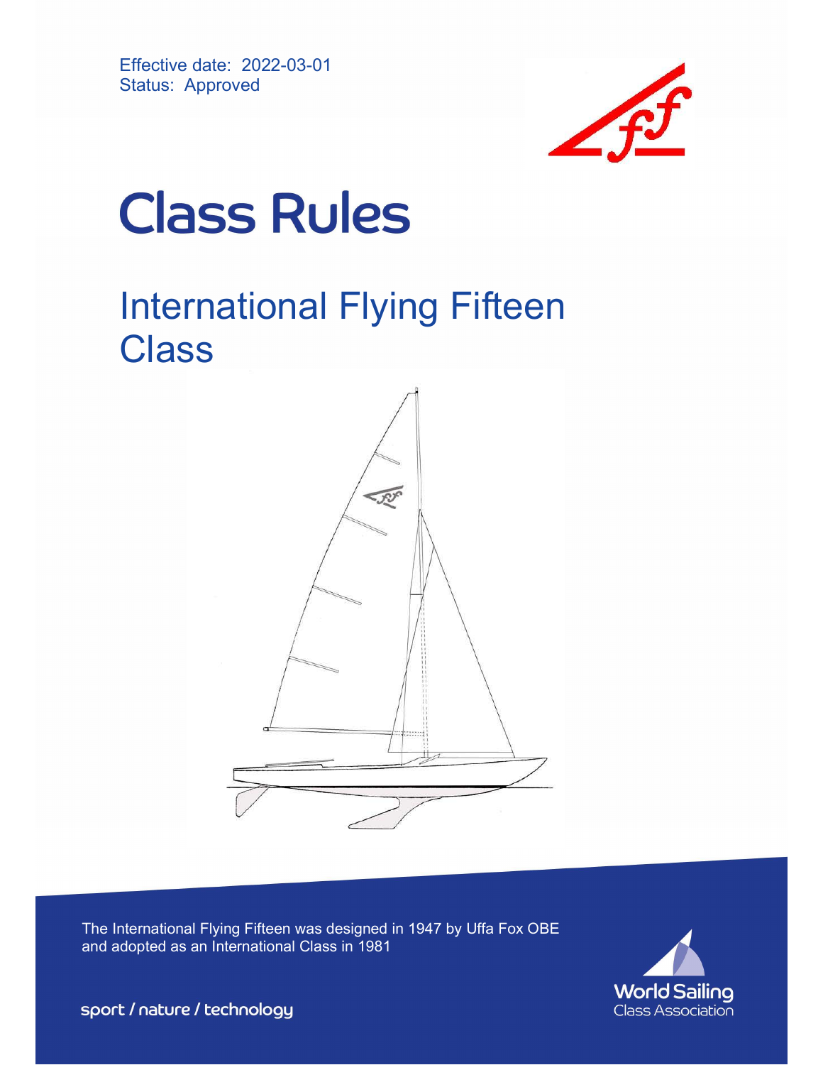Effective date: 2022-03-01
Status: Approved

# Class Rules

## International Flying Fifteen Class

The International Flying Fifteen was designed in 1947 by Uffa Fox OBE and adopted as an International Class in 1981

sport / nature / technology

World Sailing
Class Association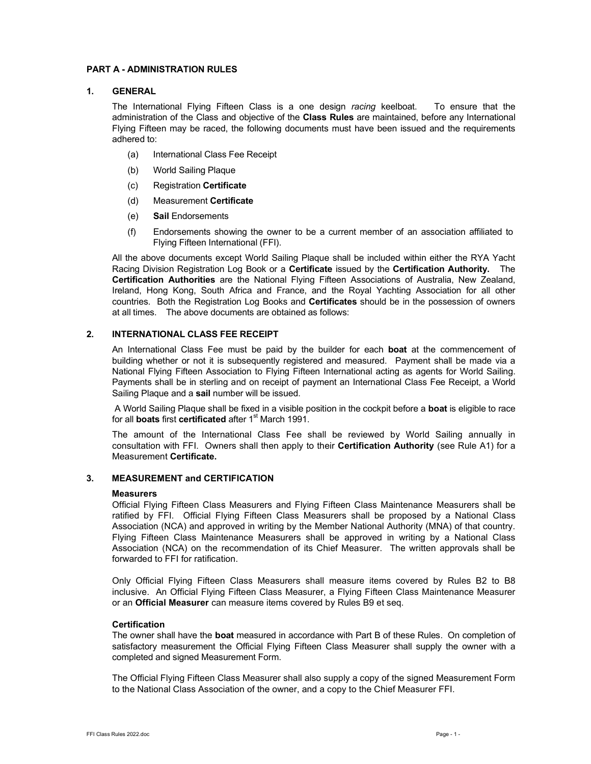## PART A - ADMINISTRATION RULES

### 1. GENERAL

The International Flying Fifteen Class is a one design *racing* keelboat. To ensure that the administration of the Class and objective of the **Class Rules** are maintained, before any International Flying Fifteen may be raced, the following documents must have been issued and the requirements adhered to:

(a) International Class Fee Receipt

(b) World Sailing Plaque

(c) Registration **Certificate**

(d) Measurement **Certificate**

(e) **Sail** Endorsements

(f) Endorsements showing the owner to be a current member of an association affiliated to Flying Fifteen International (FFI).

All the above documents except World Sailing Plaque shall be included within either the RYA Yacht Racing Division Registration Log Book or a **Certificate** issued by the **Certification Authority.** The **Certification Authorities** are the National Flying Fifteen Associations of Australia, New Zealand, Ireland, Hong Kong, South Africa and France, and the Royal Yachting Association for all other countries. Both the Registration Log Books and **Certificates** should be in the possession of owners at all times. The above documents are obtained as follows:

### 2. INTERNATIONAL CLASS FEE RECEIPT

An International Class Fee must be paid by the builder for each **boat** at the commencement of building whether or not it is subsequently registered and measured. Payment shall be made via a National Flying Fifteen Association to Flying Fifteen International acting as agents for World Sailing. Payments shall be in sterling and on receipt of payment an International Class Fee Receipt, a World Sailing Plaque and a **sail** number will be issued.

A World Sailing Plaque shall be fixed in a visible position in the cockpit before a **boat** is eligible to race for all **boats** first **certificated** after 1st March 1991.

The amount of the International Class Fee shall be reviewed by World Sailing annually in consultation with FFI. Owners shall then apply to their **Certification Authority** (see Rule A1) for a Measurement **Certificate.**

### 3. MEASUREMENT and CERTIFICATION

**Measurers**

Official Flying Fifteen Class Measurers and Flying Fifteen Class Maintenance Measurers shall be ratified by FFI. Official Flying Fifteen Class Measurers shall be proposed by a National Class Association (NCA) and approved in writing by the Member National Authority (MNA) of that country. Flying Fifteen Class Maintenance Measurers shall be approved in writing by a National Class Association (NCA) on the recommendation of its Chief Measurer. The written approvals shall be forwarded to FFI for ratification.

Only Official Flying Fifteen Class Measurers shall measure items covered by Rules B2 to B8 inclusive. An Official Flying Fifteen Class Measurer, a Flying Fifteen Class Maintenance Measurer or an **Official Measurer** can measure items covered by Rules B9 et seq.

**Certification**

The owner shall have the **boat** measured in accordance with Part B of these Rules. On completion of satisfactory measurement the Official Flying Fifteen Class Measurer shall supply the owner with a completed and signed Measurement Form.

The Official Flying Fifteen Class Measurer shall also supply a copy of the signed Measurement Form to the National Class Association of the owner, and a copy to the Chief Measurer FFI.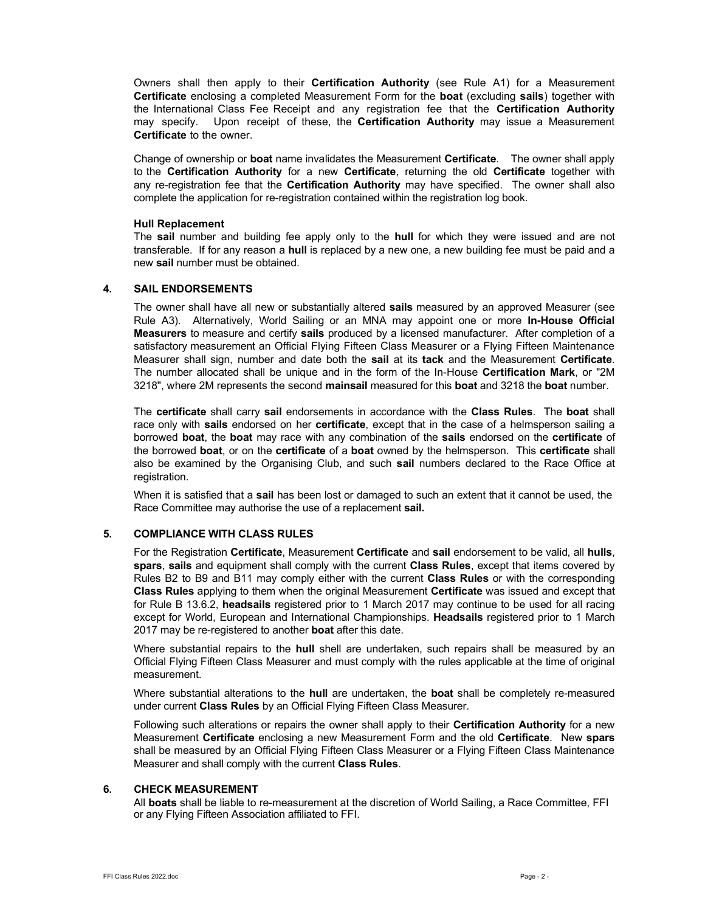Owners shall then apply to their **Certification Authority** (see Rule A1) for a Measurement **Certificate** enclosing a completed Measurement Form for the **boat** (excluding **sails**) together with the International Class Fee Receipt and any registration fee that the **Certification Authority** may specify. Upon receipt of these, the **Certification Authority** may issue a Measurement **Certificate** to the owner.

Change of ownership or **boat** name invalidates the Measurement **Certificate**. The owner shall apply to the **Certification Authority** for a new **Certificate**, returning the old **Certificate** together with any re-registration fee that the **Certification Authority** may have specified. The owner shall also complete the application for re-registration contained within the registration log book.

**Hull Replacement**

The **sail** number and building fee apply only to the **hull** for which they were issued and are not transferable. If for any reason a **hull** is replaced by a new one, a new building fee must be paid and a new **sail** number must be obtained.

## 4. SAIL ENDORSEMENTS

The owner shall have all new or substantially altered **sails** measured by an approved Measurer (see Rule A3). Alternatively, World Sailing or an MNA may appoint one or more **In-House Official Measurers** to measure and certify **sails** produced by a licensed manufacturer. After completion of a satisfactory measurement an Official Flying Fifteen Class Measurer or a Flying Fifteen Maintenance Measurer shall sign, number and date both the **sail** at its **tack** and the Measurement **Certificate**. The number allocated shall be unique and in the form of the In-House **Certification Mark**, or "2M 3218", where 2M represents the second **mainsail** measured for this **boat** and 3218 the **boat** number.

The **certificate** shall carry **sail** endorsements in accordance with the **Class Rules**. The **boat** shall race only with **sails** endorsed on her **certificate**, except that in the case of a helmsperson sailing a borrowed **boat**, the **boat** may race with any combination of the **sails** endorsed on the **certificate** of the borrowed **boat**, or on the **certificate** of a **boat** owned by the helmsperson. This **certificate** shall also be examined by the Organising Club, and such **sail** numbers declared to the Race Office at registration.

When it is satisfied that a **sail** has been lost or damaged to such an extent that it cannot be used, the Race Committee may authorise the use of a replacement **sail.**

## 5. COMPLIANCE WITH CLASS RULES

For the Registration **Certificate**, Measurement **Certificate** and **sail** endorsement to be valid, all **hulls**, **spars**, **sails** and equipment shall comply with the current **Class Rules**, except that items covered by Rules B2 to B9 and B11 may comply either with the current **Class Rules** or with the corresponding **Class Rules** applying to them when the original Measurement **Certificate** was issued and except that for Rule B 13.6.2, **headsails** registered prior to 1 March 2017 may continue to be used for all racing except for World, European and International Championships. **Headsails** registered prior to 1 March 2017 may be re-registered to another **boat** after this date.

Where substantial repairs to the **hull** shell are undertaken, such repairs shall be measured by an Official Flying Fifteen Class Measurer and must comply with the rules applicable at the time of original measurement.

Where substantial alterations to the **hull** are undertaken, the **boat** shall be completely re-measured under current **Class Rules** by an Official Flying Fifteen Class Measurer.

Following such alterations or repairs the owner shall apply to their **Certification Authority** for a new Measurement **Certificate** enclosing a new Measurement Form and the old **Certificate**. New **spars** shall be measured by an Official Flying Fifteen Class Measurer or a Flying Fifteen Class Maintenance Measurer and shall comply with the current **Class Rules**.

## 6. CHECK MEASUREMENT

All **boats** shall be liable to re-measurement at the discretion of World Sailing, a Race Committee, FFI or any Flying Fifteen Association affiliated to FFI.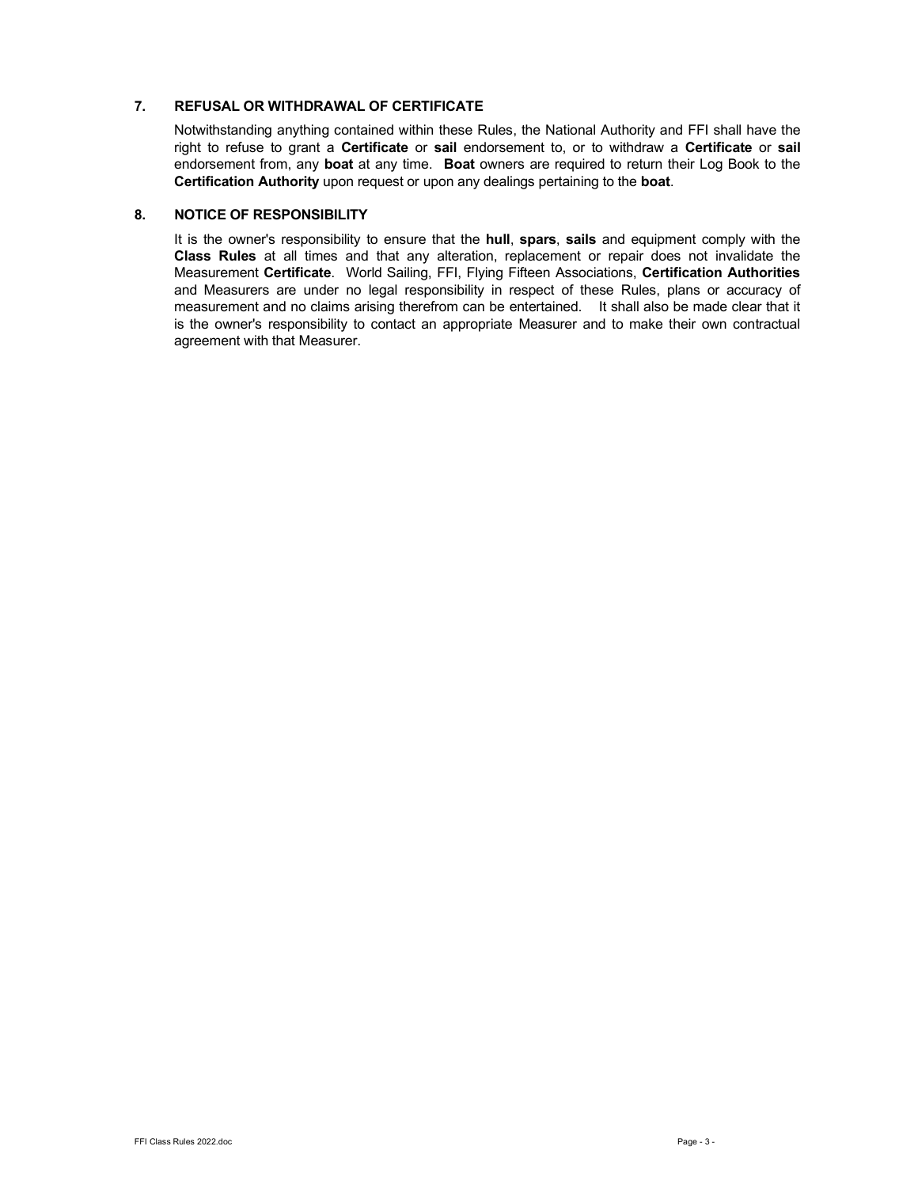## 7. REFUSAL OR WITHDRAWAL OF CERTIFICATE

Notwithstanding anything contained within these Rules, the National Authority and FFI shall have the right to refuse to grant a **Certificate** or **sail** endorsement to, or to withdraw a **Certificate** or **sail** endorsement from, any **boat** at any time. **Boat** owners are required to return their Log Book to the **Certification Authority** upon request or upon any dealings pertaining to the **boat**.

## 8. NOTICE OF RESPONSIBILITY

It is the owner's responsibility to ensure that the **hull**, **spars**, **sails** and equipment comply with the **Class Rules** at all times and that any alteration, replacement or repair does not invalidate the Measurement **Certificate**. World Sailing, FFI, Flying Fifteen Associations, **Certification Authorities** and Measurers are under no legal responsibility in respect of these Rules, plans or accuracy of measurement and no claims arising therefrom can be entertained. It shall also be made clear that it is the owner's responsibility to contact an appropriate Measurer and to make their own contractual agreement with that Measurer.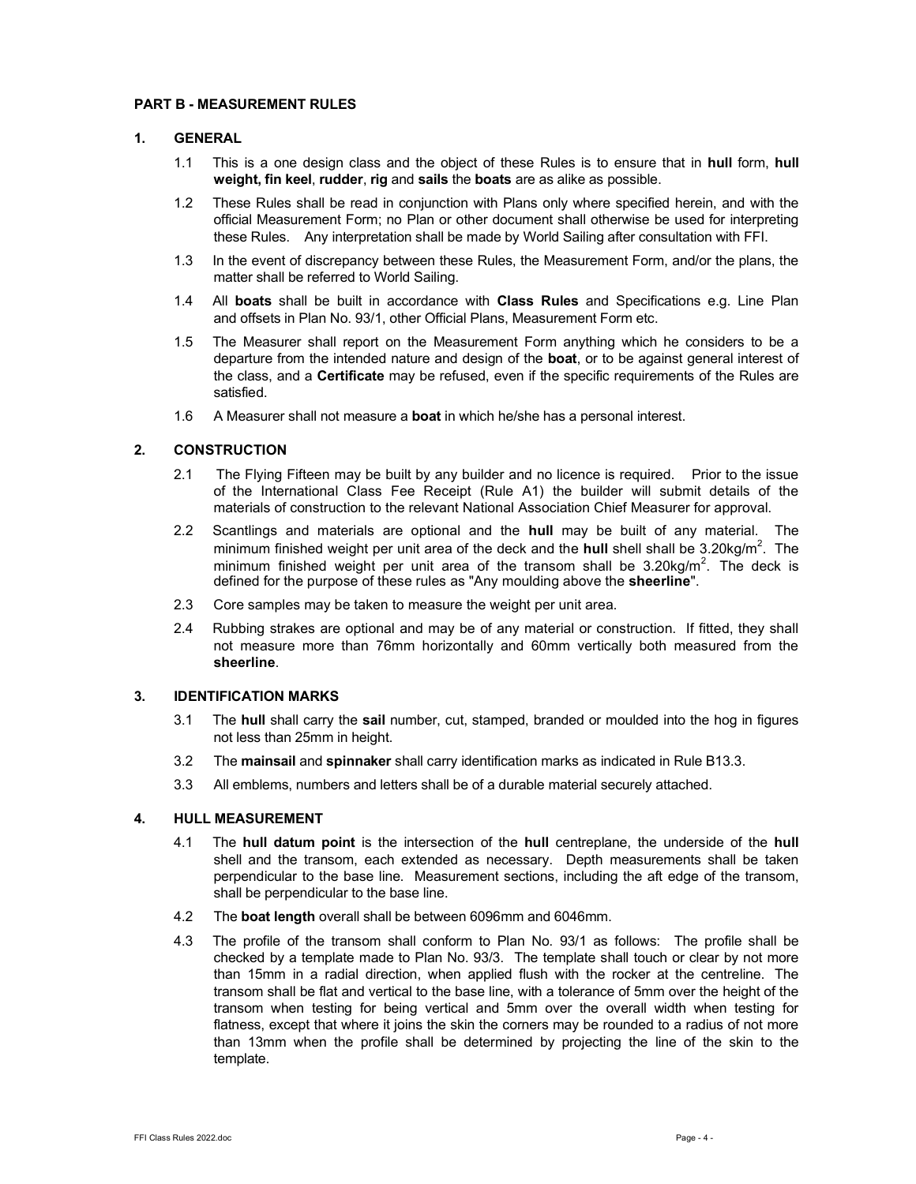## PART B - MEASUREMENT RULES

### 1. GENERAL

1.1 This is a one design class and the object of these Rules is to ensure that in **hull** form, **hull weight, fin keel**, **rudder**, **rig** and **sails** the **boats** are as alike as possible.

1.2 These Rules shall be read in conjunction with Plans only where specified herein, and with the official Measurement Form; no Plan or other document shall otherwise be used for interpreting these Rules. Any interpretation shall be made by World Sailing after consultation with FFI.

1.3 In the event of discrepancy between these Rules, the Measurement Form, and/or the plans, the matter shall be referred to World Sailing.

1.4 All **boats** shall be built in accordance with **Class Rules** and Specifications e.g. Line Plan and offsets in Plan No. 93/1, other Official Plans, Measurement Form etc.

1.5 The Measurer shall report on the Measurement Form anything which he considers to be a departure from the intended nature and design of the **boat**, or to be against general interest of the class, and a **Certificate** may be refused, even if the specific requirements of the Rules are satisfied.

1.6 A Measurer shall not measure a **boat** in which he/she has a personal interest.

### 2. CONSTRUCTION

2.1 The Flying Fifteen may be built by any builder and no licence is required. Prior to the issue of the International Class Fee Receipt (Rule A1) the builder will submit details of the materials of construction to the relevant National Association Chief Measurer for approval.

2.2 Scantlings and materials are optional and the **hull** may be built of any material. The minimum finished weight per unit area of the deck and the **hull** shell shall be 3.20kg/m$^2$. The minimum finished weight per unit area of the transom shall be 3.20kg/m$^2$. The deck is defined for the purpose of these rules as "Any moulding above the **sheerline**".

2.3 Core samples may be taken to measure the weight per unit area.

2.4 Rubbing strakes are optional and may be of any material or construction. If fitted, they shall not measure more than 76mm horizontally and 60mm vertically both measured from the **sheerline**.

### 3. IDENTIFICATION MARKS

3.1 The **hull** shall carry the **sail** number, cut, stamped, branded or moulded into the hog in figures not less than 25mm in height.

3.2 The **mainsail** and **spinnaker** shall carry identification marks as indicated in Rule B13.3.

3.3 All emblems, numbers and letters shall be of a durable material securely attached.

### 4. HULL MEASUREMENT

4.1 The **hull datum point** is the intersection of the **hull** centreplane, the underside of the **hull** shell and the transom, each extended as necessary. Depth measurements shall be taken perpendicular to the base line. Measurement sections, including the aft edge of the transom, shall be perpendicular to the base line.

4.2 The **boat length** overall shall be between 6096mm and 6046mm.

4.3 The profile of the transom shall conform to Plan No. 93/1 as follows: The profile shall be checked by a template made to Plan No. 93/3. The template shall touch or clear by not more than 15mm in a radial direction, when applied flush with the rocker at the centreline. The transom shall be flat and vertical to the base line, with a tolerance of 5mm over the height of the transom when testing for being vertical and 5mm over the overall width when testing for flatness, except that where it joins the skin the corners may be rounded to a radius of not more than 13mm when the profile shall be determined by projecting the line of the skin to the template.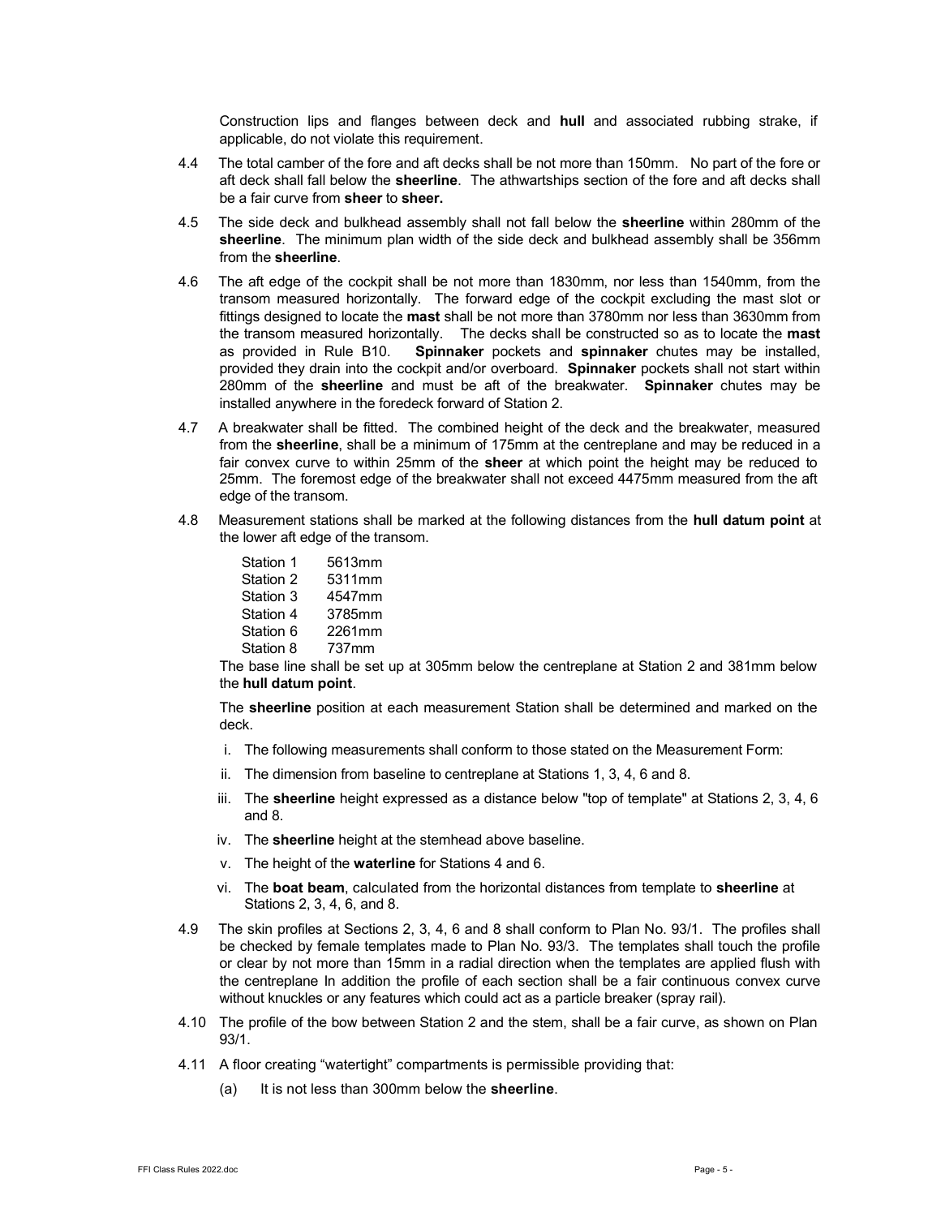Construction lips and flanges between deck and **hull** and associated rubbing strake, if applicable, do not violate this requirement.

4.4 The total camber of the fore and aft decks shall be not more than 150mm. No part of the fore or aft deck shall fall below the **sheerline**. The athwartships section of the fore and aft decks shall be a fair curve from **sheer** to **sheer.**

4.5 The side deck and bulkhead assembly shall not fall below the **sheerline** within 280mm of the **sheerline**. The minimum plan width of the side deck and bulkhead assembly shall be 356mm from the **sheerline**.

4.6 The aft edge of the cockpit shall be not more than 1830mm, nor less than 1540mm, from the transom measured horizontally. The forward edge of the cockpit excluding the mast slot or fittings designed to locate the **mast** shall be not more than 3780mm nor less than 3630mm from the transom measured horizontally. The decks shall be constructed so as to locate the **mast** as provided in Rule B10. **Spinnaker** pockets and **spinnaker** chutes may be installed, provided they drain into the cockpit and/or overboard. **Spinnaker** pockets shall not start within 280mm of the **sheerline** and must be aft of the breakwater. **Spinnaker** chutes may be installed anywhere in the foredeck forward of Station 2.

4.7 A breakwater shall be fitted. The combined height of the deck and the breakwater, measured from the **sheerline**, shall be a minimum of 175mm at the centreplane and may be reduced in a fair convex curve to within 25mm of the **sheer** at which point the height may be reduced to 25mm. The foremost edge of the breakwater shall not exceed 4475mm measured from the aft edge of the transom.

4.8 Measurement stations shall be marked at the following distances from the **hull datum point** at the lower aft edge of the transom.

| | |
|---|---|
| Station 1 | 5613mm |
| Station 2 | 5311mm |
| Station 3 | 4547mm |
| Station 4 | 3785mm |
| Station 6 | 2261mm |
| Station 8 | 737mm |

The base line shall be set up at 305mm below the centreplane at Station 2 and 381mm below the **hull datum point**.

The **sheerline** position at each measurement Station shall be determined and marked on the deck.

i. The following measurements shall conform to those stated on the Measurement Form:

ii. The dimension from baseline to centreplane at Stations 1, 3, 4, 6 and 8.

iii. The **sheerline** height expressed as a distance below "top of template" at Stations 2, 3, 4, 6 and 8.

iv. The **sheerline** height at the stemhead above baseline.

v. The height of the **waterline** for Stations 4 and 6.

vi. The **boat beam**, calculated from the horizontal distances from template to **sheerline** at Stations 2, 3, 4, 6, and 8.

4.9 The skin profiles at Sections 2, 3, 4, 6 and 8 shall conform to Plan No. 93/1. The profiles shall be checked by female templates made to Plan No. 93/3. The templates shall touch the profile or clear by not more than 15mm in a radial direction when the templates are applied flush with the centreplane In addition the profile of each section shall be a fair continuous convex curve without knuckles or any features which could act as a particle breaker (spray rail).

4.10 The profile of the bow between Station 2 and the stem, shall be a fair curve, as shown on Plan 93/1.

4.11 A floor creating "watertight" compartments is permissible providing that:

(a) It is not less than 300mm below the **sheerline**.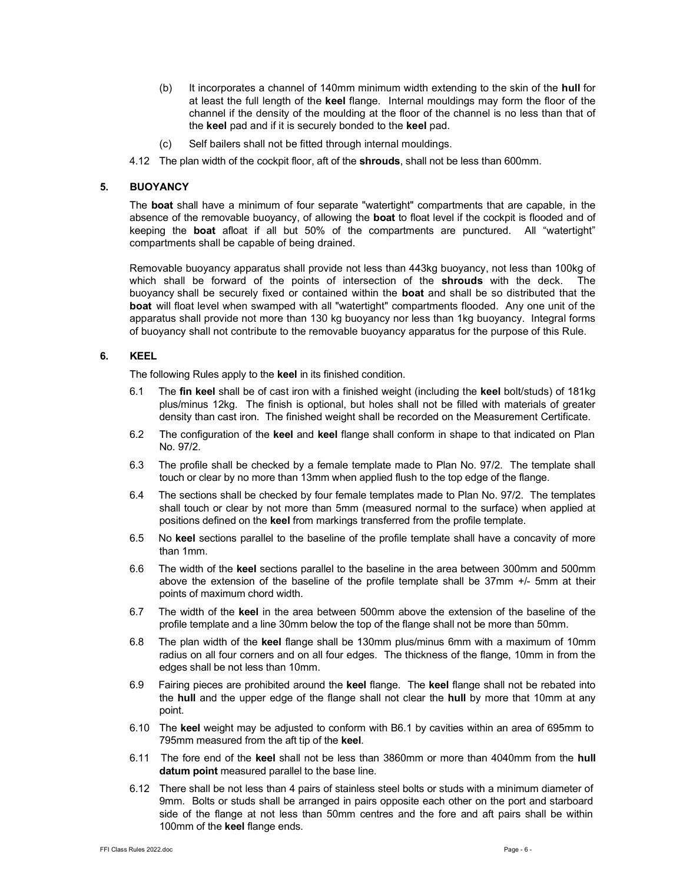(b) It incorporates a channel of 140mm minimum width extending to the skin of the **hull** for at least the full length of the **keel** flange. Internal mouldings may form the floor of the channel if the density of the moulding at the floor of the channel is no less than that of the **keel** pad and if it is securely bonded to the **keel** pad.

(c) Self bailers shall not be fitted through internal mouldings.

4.12 The plan width of the cockpit floor, aft of the **shrouds**, shall not be less than 600mm.

## 5. BUOYANCY

The **boat** shall have a minimum of four separate "watertight" compartments that are capable, in the absence of the removable buoyancy, of allowing the **boat** to float level if the cockpit is flooded and of keeping the **boat** afloat if all but 50% of the compartments are punctured. All "watertight" compartments shall be capable of being drained.

Removable buoyancy apparatus shall provide not less than 443kg buoyancy, not less than 100kg of which shall be forward of the points of intersection of the **shrouds** with the deck. The buoyancy shall be securely fixed or contained within the **boat** and shall be so distributed that the **boat** will float level when swamped with all "watertight" compartments flooded. Any one unit of the apparatus shall provide not more than 130 kg buoyancy nor less than 1kg buoyancy. Integral forms of buoyancy shall not contribute to the removable buoyancy apparatus for the purpose of this Rule.

## 6. KEEL

The following Rules apply to the **keel** in its finished condition.

6.1 The **fin keel** shall be of cast iron with a finished weight (including the **keel** bolt/studs) of 181kg plus/minus 12kg. The finish is optional, but holes shall not be filled with materials of greater density than cast iron. The finished weight shall be recorded on the Measurement Certificate.

6.2 The configuration of the **keel** and **keel** flange shall conform in shape to that indicated on Plan No. 97/2.

6.3 The profile shall be checked by a female template made to Plan No. 97/2. The template shall touch or clear by no more than 13mm when applied flush to the top edge of the flange.

6.4 The sections shall be checked by four female templates made to Plan No. 97/2. The templates shall touch or clear by not more than 5mm (measured normal to the surface) when applied at positions defined on the **keel** from markings transferred from the profile template.

6.5 No **keel** sections parallel to the baseline of the profile template shall have a concavity of more than 1mm.

6.6 The width of the **keel** sections parallel to the baseline in the area between 300mm and 500mm above the extension of the baseline of the profile template shall be 37mm +/- 5mm at their points of maximum chord width.

6.7 The width of the **keel** in the area between 500mm above the extension of the baseline of the profile template and a line 30mm below the top of the flange shall not be more than 50mm.

6.8 The plan width of the **keel** flange shall be 130mm plus/minus 6mm with a maximum of 10mm radius on all four corners and on all four edges. The thickness of the flange, 10mm in from the edges shall be not less than 10mm.

6.9 Fairing pieces are prohibited around the **keel** flange. The **keel** flange shall not be rebated into the **hull** and the upper edge of the flange shall not clear the **hull** by more that 10mm at any point.

6.10 The **keel** weight may be adjusted to conform with B6.1 by cavities within an area of 695mm to 795mm measured from the aft tip of the **keel**.

6.11 The fore end of the **keel** shall not be less than 3860mm or more than 4040mm from the **hull datum point** measured parallel to the base line.

6.12 There shall be not less than 4 pairs of stainless steel bolts or studs with a minimum diameter of 9mm. Bolts or studs shall be arranged in pairs opposite each other on the port and starboard side of the flange at not less than 50mm centres and the fore and aft pairs shall be within 100mm of the **keel** flange ends.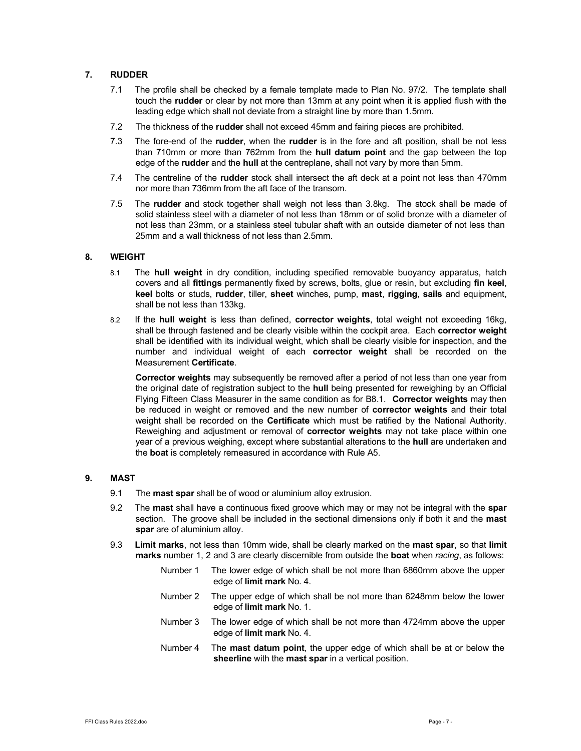## 7. RUDDER

7.1 The profile shall be checked by a female template made to Plan No. 97/2. The template shall touch the **rudder** or clear by not more than 13mm at any point when it is applied flush with the leading edge which shall not deviate from a straight line by more than 1.5mm.

7.2 The thickness of the **rudder** shall not exceed 45mm and fairing pieces are prohibited.

7.3 The fore-end of the **rudder**, when the **rudder** is in the fore and aft position, shall be not less than 710mm or more than 762mm from the **hull datum point** and the gap between the top edge of the **rudder** and the **hull** at the centreplane, shall not vary by more than 5mm.

7.4 The centreline of the **rudder** stock shall intersect the aft deck at a point not less than 470mm nor more than 736mm from the aft face of the transom.

7.5 The **rudder** and stock together shall weigh not less than 3.8kg. The stock shall be made of solid stainless steel with a diameter of not less than 18mm or of solid bronze with a diameter of not less than 23mm, or a stainless steel tubular shaft with an outside diameter of not less than 25mm and a wall thickness of not less than 2.5mm.

## 8. WEIGHT

8.1 The **hull weight** in dry condition, including specified removable buoyancy apparatus, hatch covers and all **fittings** permanently fixed by screws, bolts, glue or resin, but excluding **fin keel**, **keel** bolts or studs, **rudder**, tiller, **sheet** winches, pump, **mast**, **rigging**, **sails** and equipment, shall be not less than 133kg.

8.2 If the **hull weight** is less than defined, **corrector weights**, total weight not exceeding 16kg, shall be through fastened and be clearly visible within the cockpit area. Each **corrector weight** shall be identified with its individual weight, which shall be clearly visible for inspection, and the number and individual weight of each **corrector weight** shall be recorded on the Measurement **Certificate**.

**Corrector weights** may subsequently be removed after a period of not less than one year from the original date of registration subject to the **hull** being presented for reweighing by an Official Flying Fifteen Class Measurer in the same condition as for B8.1. **Corrector weights** may then be reduced in weight or removed and the new number of **corrector weights** and their total weight shall be recorded on the **Certificate** which must be ratified by the National Authority. Reweighing and adjustment or removal of **corrector weights** may not take place within one year of a previous weighing, except where substantial alterations to the **hull** are undertaken and the **boat** is completely remeasured in accordance with Rule A5.

## 9. MAST

9.1 The **mast spar** shall be of wood or aluminium alloy extrusion.

9.2 The **mast** shall have a continuous fixed groove which may or may not be integral with the **spar** section. The groove shall be included in the sectional dimensions only if both it and the **mast spar** are of aluminium alloy.

9.3 **Limit marks**, not less than 10mm wide, shall be clearly marked on the **mast spar**, so that **limit marks** number 1, 2 and 3 are clearly discernible from outside the **boat** when *racing*, as follows:

- Number 1 The lower edge of which shall be not more than 6860mm above the upper edge of **limit mark** No. 4.
- Number 2 The upper edge of which shall be not more than 6248mm below the lower edge of **limit mark** No. 1.
- Number 3 The lower edge of which shall be not more than 4724mm above the upper edge of **limit mark** No. 4.
- Number 4 The **mast datum point**, the upper edge of which shall be at or below the **sheerline** with the **mast spar** in a vertical position.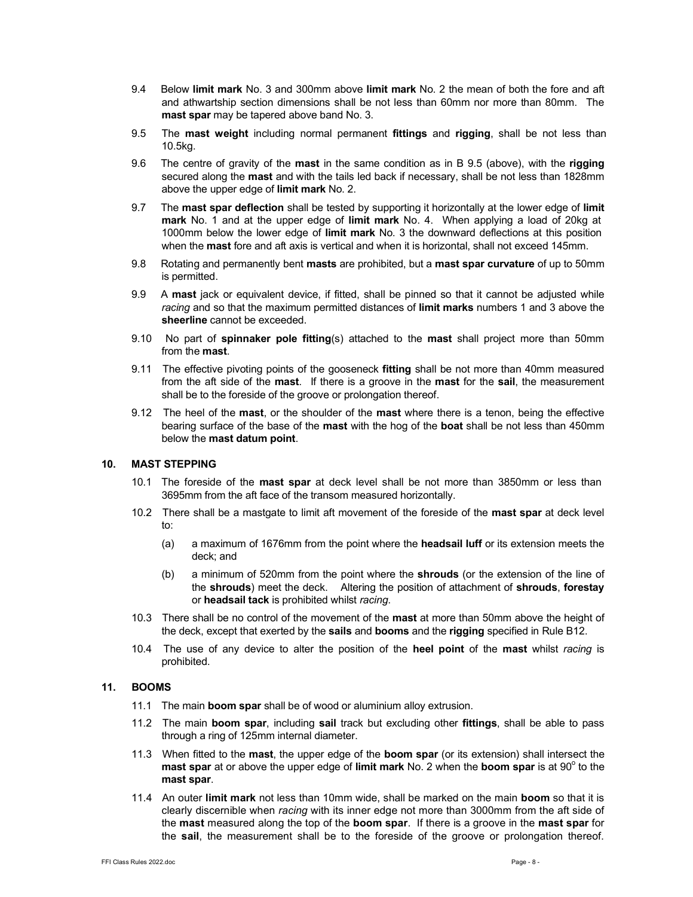9.4 Below **limit mark** No. 3 and 300mm above **limit mark** No. 2 the mean of both the fore and aft and athwartship section dimensions shall be not less than 60mm nor more than 80mm. The **mast spar** may be tapered above band No. 3.

9.5 The **mast weight** including normal permanent **fittings** and **rigging**, shall be not less than 10.5kg.

9.6 The centre of gravity of the **mast** in the same condition as in B 9.5 (above), with the **rigging** secured along the **mast** and with the tails led back if necessary, shall be not less than 1828mm above the upper edge of **limit mark** No. 2.

9.7 The **mast spar deflection** shall be tested by supporting it horizontally at the lower edge of **limit mark** No. 1 and at the upper edge of **limit mark** No. 4. When applying a load of 20kg at 1000mm below the lower edge of **limit mark** No. 3 the downward deflections at this position when the **mast** fore and aft axis is vertical and when it is horizontal, shall not exceed 145mm.

9.8 Rotating and permanently bent **masts** are prohibited, but a **mast spar curvature** of up to 50mm is permitted.

9.9 A **mast** jack or equivalent device, if fitted, shall be pinned so that it cannot be adjusted while *racing* and so that the maximum permitted distances of **limit marks** numbers 1 and 3 above the **sheerline** cannot be exceeded.

9.10 No part of **spinnaker pole fitting**(s) attached to the **mast** shall project more than 50mm from the **mast**.

9.11 The effective pivoting points of the gooseneck **fitting** shall be not more than 40mm measured from the aft side of the **mast**. If there is a groove in the **mast** for the **sail**, the measurement shall be to the foreside of the groove or prolongation thereof.

9.12 The heel of the **mast**, or the shoulder of the **mast** where there is a tenon, being the effective bearing surface of the base of the **mast** with the hog of the **boat** shall be not less than 450mm below the **mast datum point**.

## 10. MAST STEPPING

10.1 The foreside of the **mast spar** at deck level shall be not more than 3850mm or less than 3695mm from the aft face of the transom measured horizontally.

10.2 There shall be a mastgate to limit aft movement of the foreside of the **mast spar** at deck level to:

(a) a maximum of 1676mm from the point where the **headsail luff** or its extension meets the deck; and

(b) a minimum of 520mm from the point where the **shrouds** (or the extension of the line of the **shrouds**) meet the deck. Altering the position of attachment of **shrouds**, **forestay** or **headsail tack** is prohibited whilst *racing*.

10.3 There shall be no control of the movement of the **mast** at more than 50mm above the height of the deck, except that exerted by the **sails** and **booms** and the **rigging** specified in Rule B12.

10.4 The use of any device to alter the position of the **heel point** of the **mast** whilst *racing* is prohibited.

## 11. BOOMS

11.1 The main **boom spar** shall be of wood or aluminium alloy extrusion.

11.2 The main **boom spar**, including **sail** track but excluding other **fittings**, shall be able to pass through a ring of 125mm internal diameter.

11.3 When fitted to the **mast**, the upper edge of the **boom spar** (or its extension) shall intersect the **mast spar** at or above the upper edge of **limit mark** No. 2 when the **boom spar** is at 90° to the **mast spar**.

11.4 An outer **limit mark** not less than 10mm wide, shall be marked on the main **boom** so that it is clearly discernible when *racing* with its inner edge not more than 3000mm from the aft side of the **mast** measured along the top of the **boom spar**. If there is a groove in the **mast spar** for the **sail**, the measurement shall be to the foreside of the groove or prolongation thereof.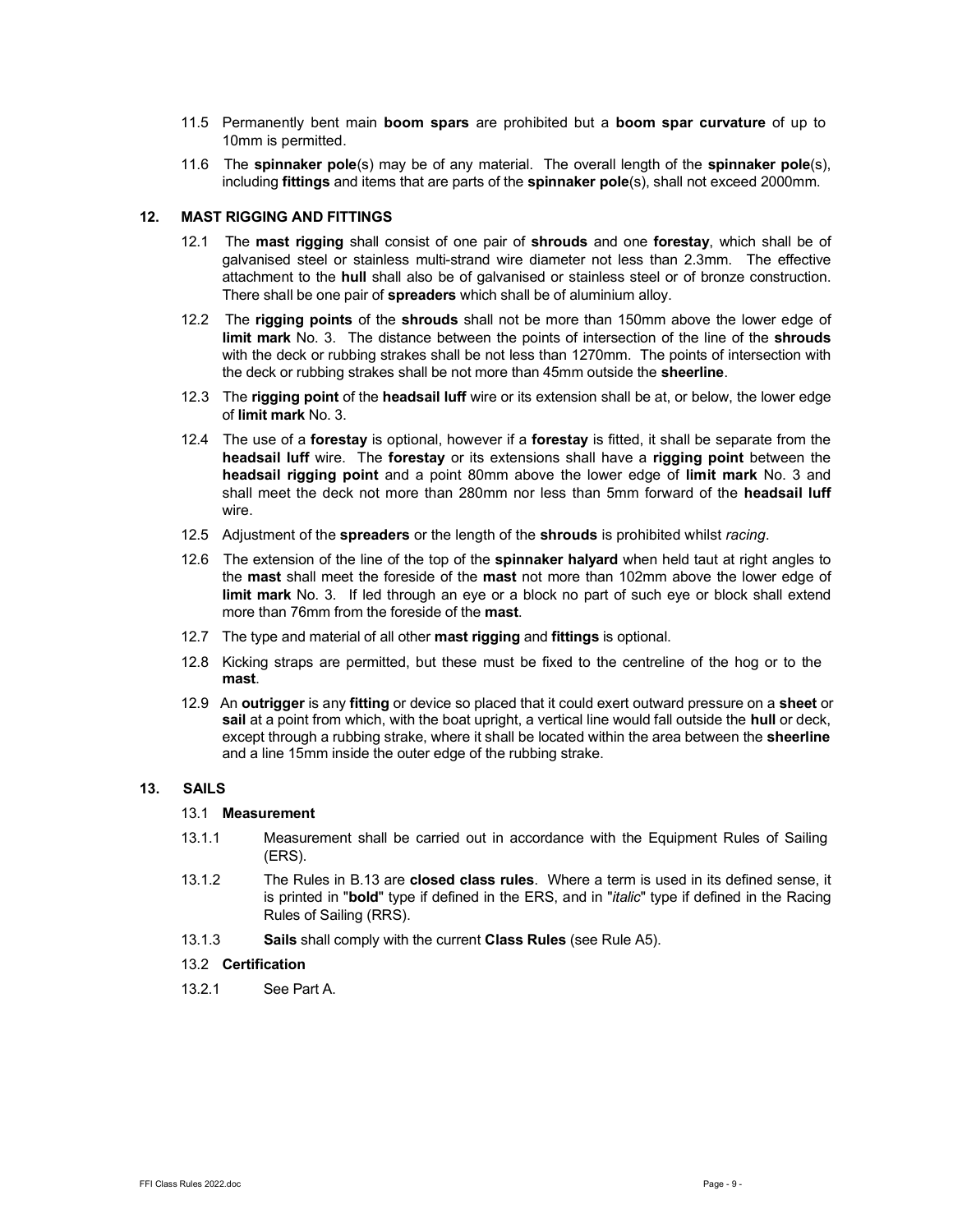11.5 Permanently bent main **boom spars** are prohibited but a **boom spar curvature** of up to 10mm is permitted.

11.6 The **spinnaker pole**(s) may be of any material. The overall length of the **spinnaker pole**(s), including **fittings** and items that are parts of the **spinnaker pole**(s), shall not exceed 2000mm.

## 12. MAST RIGGING AND FITTINGS

12.1 The **mast rigging** shall consist of one pair of **shrouds** and one **forestay**, which shall be of galvanised steel or stainless multi-strand wire diameter not less than 2.3mm. The effective attachment to the **hull** shall also be of galvanised or stainless steel or of bronze construction. There shall be one pair of **spreaders** which shall be of aluminium alloy.

12.2 The **rigging points** of the **shrouds** shall not be more than 150mm above the lower edge of **limit mark** No. 3. The distance between the points of intersection of the line of the **shrouds** with the deck or rubbing strakes shall be not less than 1270mm. The points of intersection with the deck or rubbing strakes shall be not more than 45mm outside the **sheerline**.

12.3 The **rigging point** of the **headsail luff** wire or its extension shall be at, or below, the lower edge of **limit mark** No. 3.

12.4 The use of a **forestay** is optional, however if a **forestay** is fitted, it shall be separate from the **headsail luff** wire. The **forestay** or its extensions shall have a **rigging point** between the **headsail rigging point** and a point 80mm above the lower edge of **limit mark** No. 3 and shall meet the deck not more than 280mm nor less than 5mm forward of the **headsail luff** wire.

12.5 Adjustment of the **spreaders** or the length of the **shrouds** is prohibited whilst *racing*.

12.6 The extension of the line of the top of the **spinnaker halyard** when held taut at right angles to the **mast** shall meet the foreside of the **mast** not more than 102mm above the lower edge of **limit mark** No. 3. If led through an eye or a block no part of such eye or block shall extend more than 76mm from the foreside of the **mast**.

12.7 The type and material of all other **mast rigging** and **fittings** is optional.

12.8 Kicking straps are permitted, but these must be fixed to the centreline of the hog or to the **mast**.

12.9 An **outrigger** is any **fitting** or device so placed that it could exert outward pressure on a **sheet** or **sail** at a point from which, with the boat upright, a vertical line would fall outside the **hull** or deck, except through a rubbing strake, where it shall be located within the area between the **sheerline** and a line 15mm inside the outer edge of the rubbing strake.

## 13. SAILS

### 13.1 Measurement

13.1.1 Measurement shall be carried out in accordance with the Equipment Rules of Sailing (ERS).

13.1.2 The Rules in B.13 are **closed class rules**. Where a term is used in its defined sense, it is printed in "**bold**" type if defined in the ERS, and in "*italic*" type if defined in the Racing Rules of Sailing (RRS).

13.1.3 **Sails** shall comply with the current **Class Rules** (see Rule A5).

### 13.2 Certification

13.2.1 See Part A.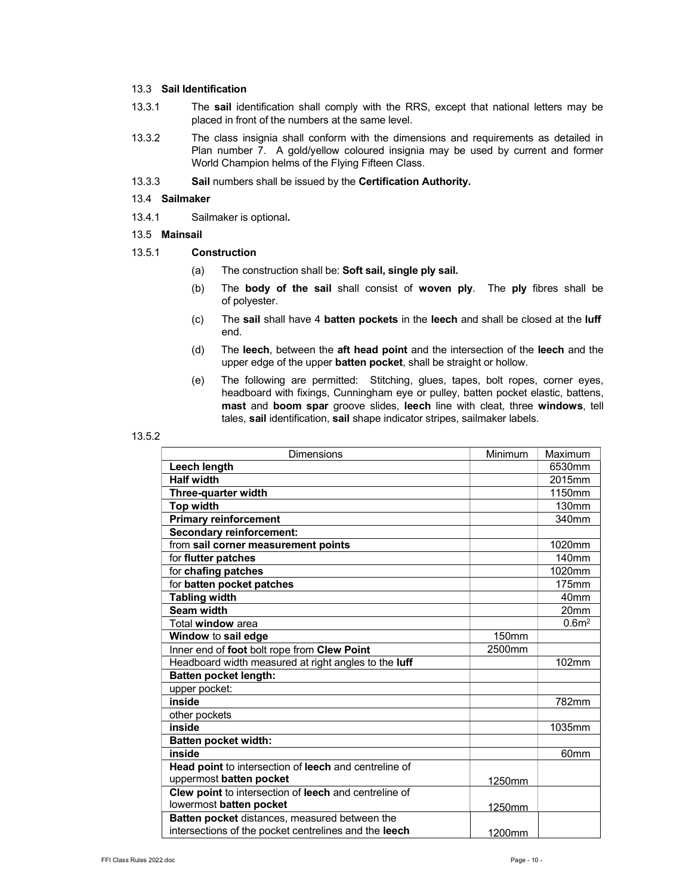13.3 **Sail Identification**

13.3.1 The **sail** identification shall comply with the RRS, except that national letters may be placed in front of the numbers at the same level.

13.3.2 The class insignia shall conform with the dimensions and requirements as detailed in Plan number 7. A gold/yellow coloured insignia may be used by current and former World Champion helms of the Flying Fifteen Class.

13.3.3 **Sail** numbers shall be issued by the **Certification Authority.**

13.4 **Sailmaker**

13.4.1 Sailmaker is optional**.**

13.5 **Mainsail**

13.5.1 **Construction**

(a) The construction shall be: **Soft sail, single ply sail.**

(b) The **body of the sail** shall consist of **woven ply**. The **ply** fibres shall be of polyester.

(c) The **sail** shall have 4 **batten pockets** in the **leech** and shall be closed at the **luff** end.

(d) The **leech**, between the **aft head point** and the intersection of the **leech** and the upper edge of the upper **batten pocket**, shall be straight or hollow.

(e) The following are permitted: Stitching, glues, tapes, bolt ropes, corner eyes, headboard with fixings, Cunningham eye or pulley, batten pocket elastic, battens, **mast** and **boom spar** groove slides, **leech** line with cleat, three **windows**, tell tales, **sail** identification, **sail** shape indicator stripes, sailmaker labels.

13.5.2

| Dimensions | Minimum | Maximum |
|---|---|---|
| **Leech length** | | 6530mm |
| **Half width** | | 2015mm |
| **Three-quarter width** | | 1150mm |
| **Top width** | | 130mm |
| **Primary reinforcement** | | 340mm |
| **Secondary reinforcement:** | | |
| from **sail corner measurement points** | | 1020mm |
| for **flutter patches** | | 140mm |
| for **chafing patches** | | 1020mm |
| for **batten pocket patches** | | 175mm |
| **Tabling width** | | 40mm |
| **Seam width** | | 20mm |
| Total **window** area | | 0.6m$^2$ |
| **Window** to **sail edge** | 150mm | |
| Inner end of **foot** bolt rope from **Clew Point** | 2500mm | |
| Headboard width measured at right angles to the **luff** | | 102mm |
| **Batten pocket length:** | | |
| upper pocket: | | |
| **inside** | | 782mm |
| other pockets | | |
| **inside** | | 1035mm |
| **Batten pocket width:** | | |
| **inside** | | 60mm |
| **Head point** to intersection of **leech** and centreline of uppermost **batten pocket** | 1250mm | |
| **Clew point** to intersection of **leech** and centreline of lowermost **batten pocket** | 1250mm | |
| **Batten pocket** distances, measured between the intersections of the pocket centrelines and the **leech** | 1200mm | |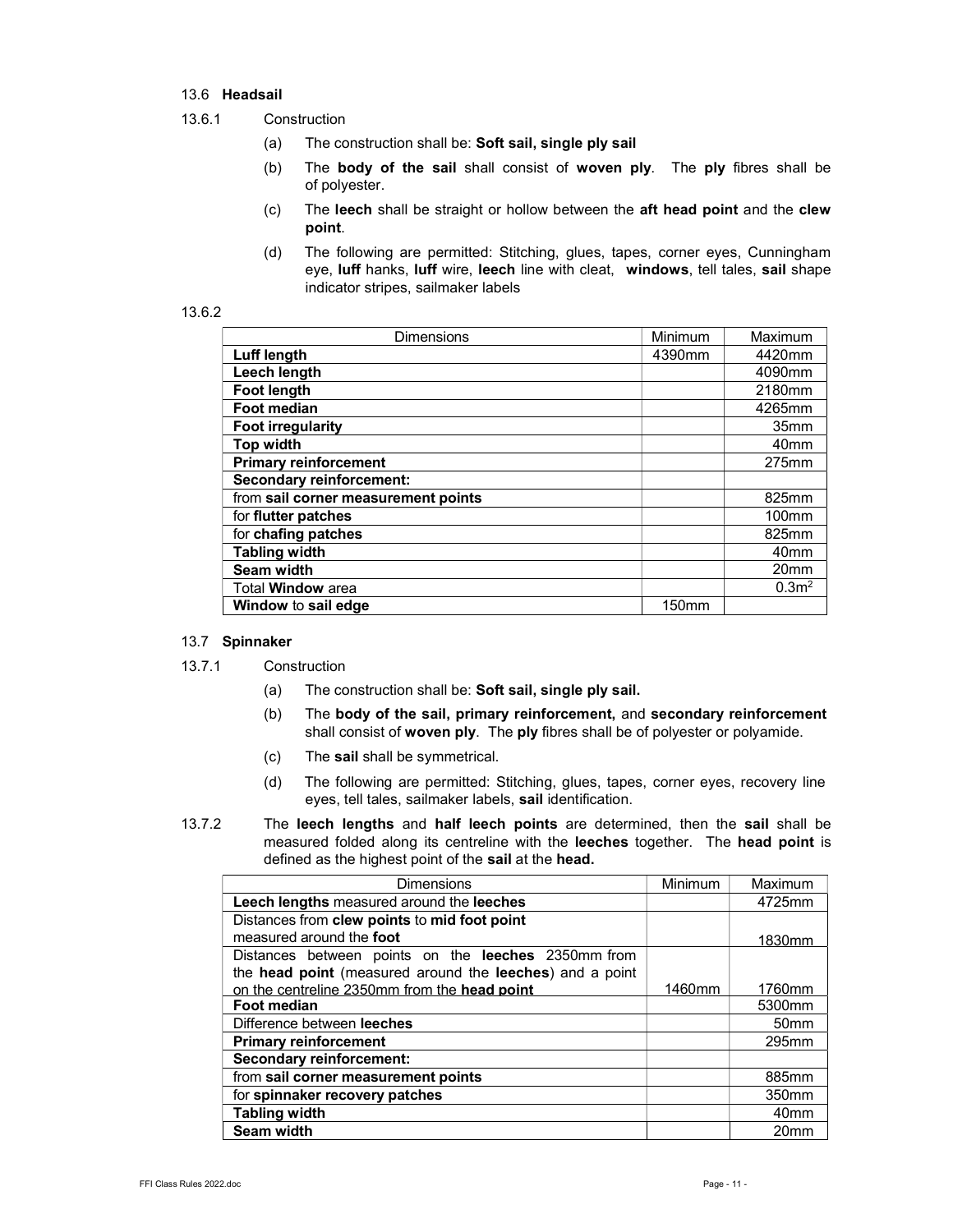### 13.6 **Headsail**

13.6.1 Construction

(a) The construction shall be: **Soft sail, single ply sail**

(b) The **body of the sail** shall consist of **woven ply**. The **ply** fibres shall be of polyester.

(c) The **leech** shall be straight or hollow between the **aft head point** and the **clew point**.

(d) The following are permitted: Stitching, glues, tapes, corner eyes, Cunningham eye, **luff** hanks, **luff** wire, **leech** line with cleat, **windows**, tell tales, **sail** shape indicator stripes, sailmaker labels

13.6.2

| Dimensions | Minimum | Maximum |
|---|---|---|
| **Luff length** | 4390mm | 4420mm |
| **Leech length** | | 4090mm |
| **Foot length** | | 2180mm |
| **Foot median** | | 4265mm |
| **Foot irregularity** | | 35mm |
| **Top width** | | 40mm |
| **Primary reinforcement** | | 275mm |
| **Secondary reinforcement:** | | |
| from **sail corner measurement points** | | 825mm |
| for **flutter patches** | | 100mm |
| for **chafing patches** | | 825mm |
| **Tabling width** | | 40mm |
| **Seam width** | | 20mm |
| Total **Window** area | | $0.3m^2$ |
| **Window** to **sail edge** | 150mm | |

### 13.7 **Spinnaker**

13.7.1 Construction

(a) The construction shall be: **Soft sail, single ply sail.**

(b) The **body of the sail, primary reinforcement,** and **secondary reinforcement** shall consist of **woven ply**. The **ply** fibres shall be of polyester or polyamide.

(c) The **sail** shall be symmetrical.

(d) The following are permitted: Stitching, glues, tapes, corner eyes, recovery line eyes, tell tales, sailmaker labels, **sail** identification.

13.7.2 The **leech lengths** and **half leech points** are determined, then the **sail** shall be measured folded along its centreline with the **leeches** together. The **head point** is defined as the highest point of the **sail** at the **head.**

| Dimensions | Minimum | Maximum |
|---|---|---|
| **Leech lengths** measured around the **leeches** | | 4725mm |
| Distances from **clew points** to **mid foot point** measured around the **foot** | | 1830mm |
| Distances between points on the **leeches** 2350mm from the **head point** (measured around the **leeches**) and a point on the centreline 2350mm from the **head point** | 1460mm | 1760mm |
| **Foot median** | | 5300mm |
| Difference between **leeches** | | 50mm |
| **Primary reinforcement** | | 295mm |
| **Secondary reinforcement:** | | |
| from **sail corner measurement points** | | 885mm |
| for **spinnaker recovery patches** | | 350mm |
| **Tabling width** | | 40mm |
| **Seam width** | | 20mm |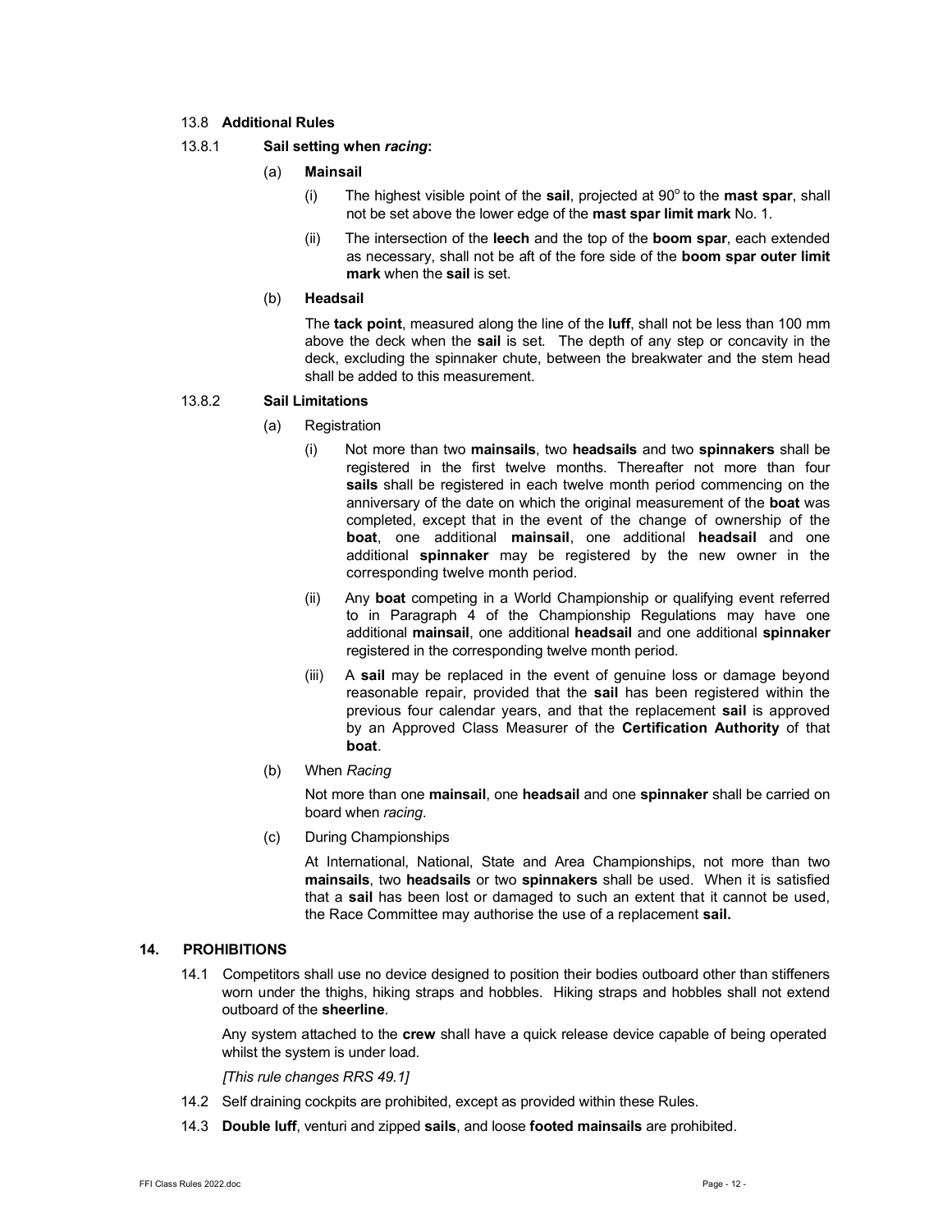13.8 **Additional Rules**

13.8.1 **Sail setting when *racing*:**

(a) **Mainsail**

(i) The highest visible point of the **sail**, projected at 90° to the **mast spar**, shall not be set above the lower edge of the **mast spar limit mark** No. 1.

(ii) The intersection of the **leech** and the top of the **boom spar**, each extended as necessary, shall not be aft of the fore side of the **boom spar outer limit mark** when the **sail** is set.

(b) **Headsail**

The **tack point**, measured along the line of the **luff**, shall not be less than 100 mm above the deck when the **sail** is set. The depth of any step or concavity in the deck, excluding the spinnaker chute, between the breakwater and the stem head shall be added to this measurement.

13.8.2 **Sail Limitations**

(a) Registration

(i) Not more than two **mainsails**, two **headsails** and two **spinnakers** shall be registered in the first twelve months. Thereafter not more than four **sails** shall be registered in each twelve month period commencing on the anniversary of the date on which the original measurement of the **boat** was completed, except that in the event of the change of ownership of the **boat**, one additional **mainsail**, one additional **headsail** and one additional **spinnaker** may be registered by the new owner in the corresponding twelve month period.

(ii) Any **boat** competing in a World Championship or qualifying event referred to in Paragraph 4 of the Championship Regulations may have one additional **mainsail**, one additional **headsail** and one additional **spinnaker** registered in the corresponding twelve month period.

(iii) A **sail** may be replaced in the event of genuine loss or damage beyond reasonable repair, provided that the **sail** has been registered within the previous four calendar years, and that the replacement **sail** is approved by an Approved Class Measurer of the **Certification Authority** of that **boat**.

(b) When *Racing*

Not more than one **mainsail**, one **headsail** and one **spinnaker** shall be carried on board when *racing*.

(c) During Championships

At International, National, State and Area Championships, not more than two **mainsails**, two **headsails** or two **spinnakers** shall be used. When it is satisfied that a **sail** has been lost or damaged to such an extent that it cannot be used, the Race Committee may authorise the use of a replacement **sail.**

## 14. PROHIBITIONS

14.1 Competitors shall use no device designed to position their bodies outboard other than stiffeners worn under the thighs, hiking straps and hobbles. Hiking straps and hobbles shall not extend outboard of the **sheerline**.

Any system attached to the **crew** shall have a quick release device capable of being operated whilst the system is under load.

*[This rule changes RRS 49.1]*

14.2 Self draining cockpits are prohibited, except as provided within these Rules.

14.3 **Double luff**, venturi and zipped **sails**, and loose **footed mainsails** are prohibited.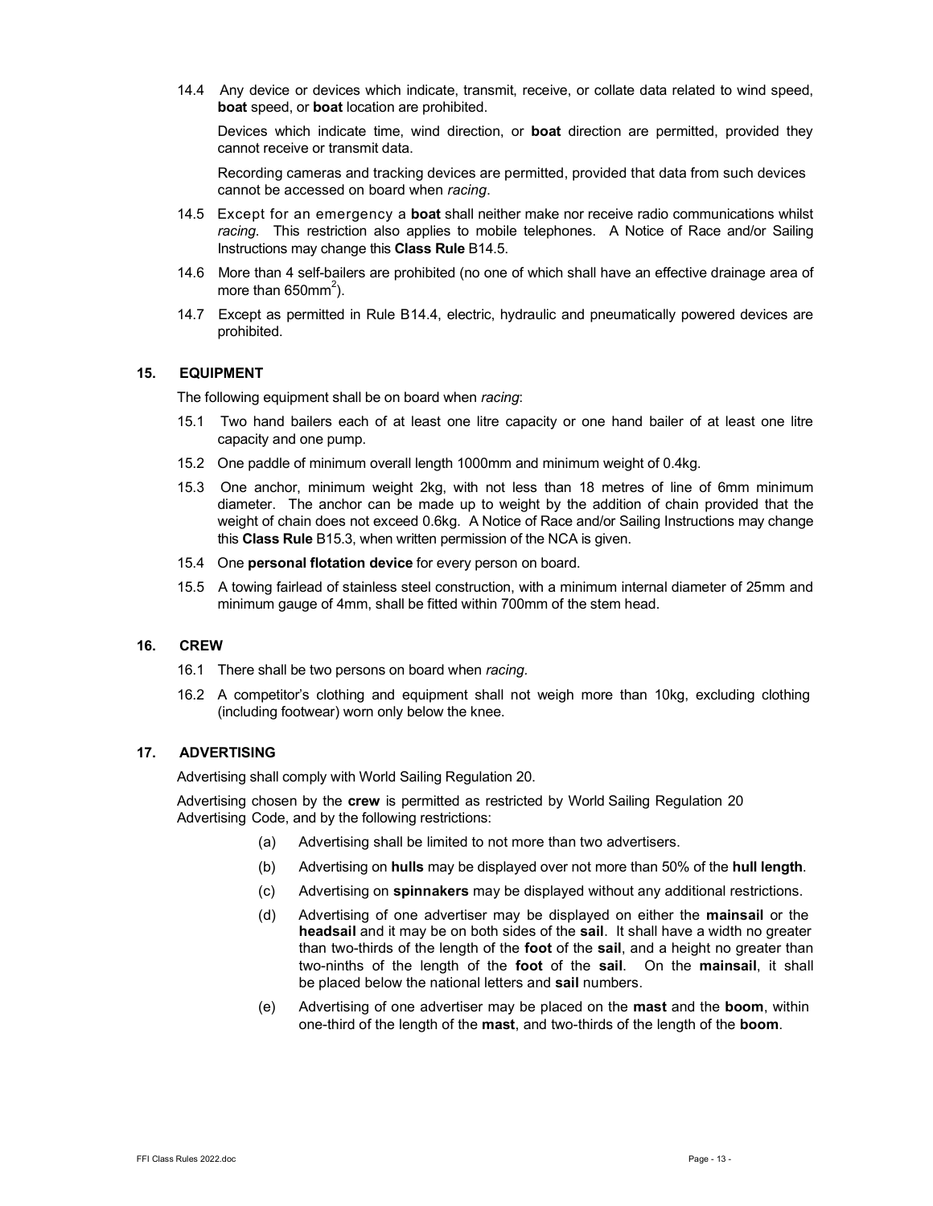14.4 Any device or devices which indicate, transmit, receive, or collate data related to wind speed, **boat** speed, or **boat** location are prohibited.

Devices which indicate time, wind direction, or **boat** direction are permitted, provided they cannot receive or transmit data.

Recording cameras and tracking devices are permitted, provided that data from such devices cannot be accessed on board when *racing*.

14.5 Except for an emergency a **boat** shall neither make nor receive radio communications whilst *racing*. This restriction also applies to mobile telephones. A Notice of Race and/or Sailing Instructions may change this **Class Rule** B14.5.

14.6 More than 4 self-bailers are prohibited (no one of which shall have an effective drainage area of more than 650mm$^2$).

14.7 Except as permitted in Rule B14.4, electric, hydraulic and pneumatically powered devices are prohibited.

## 15. EQUIPMENT

The following equipment shall be on board when *racing*:

15.1 Two hand bailers each of at least one litre capacity or one hand bailer of at least one litre capacity and one pump.

15.2 One paddle of minimum overall length 1000mm and minimum weight of 0.4kg.

15.3 One anchor, minimum weight 2kg, with not less than 18 metres of line of 6mm minimum diameter. The anchor can be made up to weight by the addition of chain provided that the weight of chain does not exceed 0.6kg. A Notice of Race and/or Sailing Instructions may change this **Class Rule** B15.3, when written permission of the NCA is given.

15.4 One **personal flotation device** for every person on board.

15.5 A towing fairlead of stainless steel construction, with a minimum internal diameter of 25mm and minimum gauge of 4mm, shall be fitted within 700mm of the stem head.

## 16. CREW

16.1 There shall be two persons on board when *racing*.

16.2 A competitor's clothing and equipment shall not weigh more than 10kg, excluding clothing (including footwear) worn only below the knee.

## 17. ADVERTISING

Advertising shall comply with World Sailing Regulation 20.

Advertising chosen by the **crew** is permitted as restricted by World Sailing Regulation 20 Advertising Code, and by the following restrictions:

(a) Advertising shall be limited to not more than two advertisers.

(b) Advertising on **hulls** may be displayed over not more than 50% of the **hull length**.

(c) Advertising on **spinnakers** may be displayed without any additional restrictions.

(d) Advertising of one advertiser may be displayed on either the **mainsail** or the **headsail** and it may be on both sides of the **sail**. It shall have a width no greater than two-thirds of the length of the **foot** of the **sail**, and a height no greater than two-ninths of the length of the **foot** of the **sail**. On the **mainsail**, it shall be placed below the national letters and **sail** numbers.

(e) Advertising of one advertiser may be placed on the **mast** and the **boom**, within one-third of the length of the **mast**, and two-thirds of the length of the **boom**.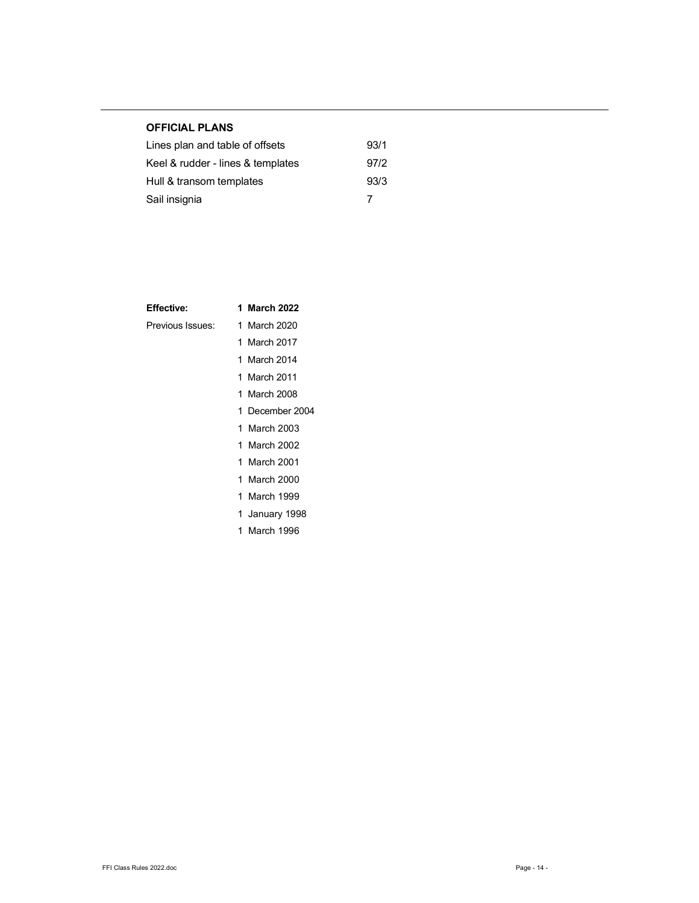## OFFICIAL PLANS

| | |
|---|---|
| Lines plan and table of offsets | 93/1 |
| Keel & rudder - lines & templates | 97/2 |
| Hull & transom templates | 93/3 |
| Sail insignia | 7 |

| | |
|---|---|
| **Effective:** | **1 March 2022** |
| Previous Issues: | 1 March 2020 |
| | 1 March 2017 |
| | 1 March 2014 |
| | 1 March 2011 |
| | 1 March 2008 |
| | 1 December 2004 |
| | 1 March 2003 |
| | 1 March 2002 |
| | 1 March 2001 |
| | 1 March 2000 |
| | 1 March 1999 |
| | 1 January 1998 |
| | 1 March 1996 |